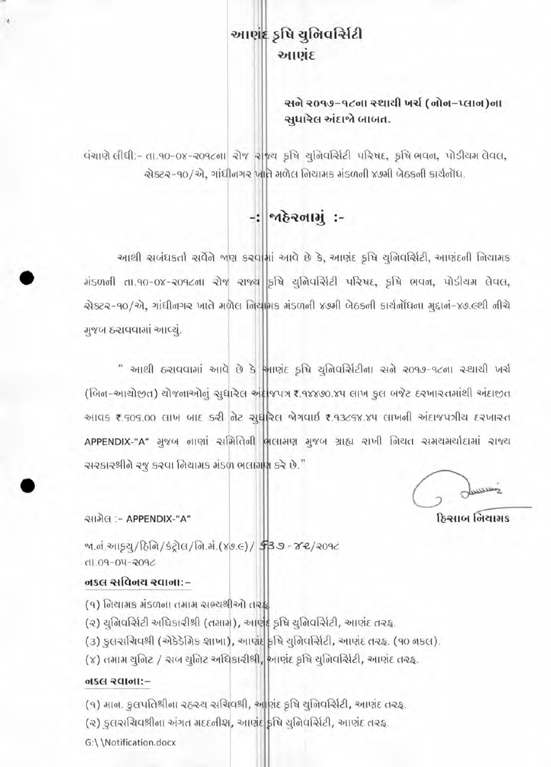# આણંદ કૃષિ યુનિવર્સિટી
## આણંદ

**સને ૨૦૧૭-૧૮ના સ્થાયી ખર્ચ (નોન-પ્લાન)ના સુધારેલ અંદાજો બાબત.**

વંચાણે લીધી:- તા.૧૦-૦૪-૨૦૧૮ના રોજ રાજ્ય કૃષિ યુનિવર્સિટી પરિષદ, કૃષિ ભવન, પોડીયમ લેવલ, સેક્ટર-૧૦/એ, ગાંધીનગર ખાતે મળેલ નિયામક મંડળની ૪૭મી બેઠકની કાર્યનોંધ.

## -: જાહેરનામું :-

આથી સંબંધકર્તા સર્વેને જાણ કરવામાં આવે છે કે, આણંદ કૃષિ યુનિવર્સિટી, આણંદની નિયામક મંડળની તા.૧૦-૦૪-૨૦૧૮ના રોજ રાજ્ય કૃષિ યુનિવર્સિટી પરિષદ, કૃષિ ભવન, પોડીયમ લેવલ, સેક્ટર-૧૦/એ, ગાંધીનગર ખાતે મળેલ નિયામક મંડળની ૪૭મી બેઠકની કાર્યનોંધના મુદ્દાનં-૪૭.૯થી નીચે મુજબ ઠરાવવામાં આવ્યું.

" આથી ઠરાવવામાં આવે છે કે આણંદ કૃષિ યુનિવર્સિટીના સને ૨૦૧૭-૧૮ના સ્થાયી ખર્ચ (બિન-આયોજીત) યોજનાઓનું સુધારેલ અંદાજપત્ર રૂ.૧૪૪૭૦.૪૫ લાખ કુલ બજેટ દરખાસ્તમાંથી અંદાજીત આવક રૂ.૬૦૬.૦૦ લાખ બાદ કરી નેટ સુધારેલ જોગવાઈ રૂ.૧૩૮૬૪.૪૫ લાખની અંદાજપત્રીય દરખાસ્ત APPENDIX-"A" મુજબ નાણાં સમિતિની ભલામણ મુજબ ગ્રાહ્ય રાખી નિયત સમયમર્યાદામાં રાજ્ય સરકારશ્રીને રજુ કરવા નિયામક મંડળ ભલામણ કરે છે."

**હિસાબ નિયામક**

સામેલ :- APPENDIX-"A"

જા.નં.આકૃયુ/હિનિ/કંટ્રોલ/નિ.મં.(૪૭.૯)/ ૬૩૭-૪૨/૨૦૧૮
તા.૦૧-૦૫-૨૦૧૮

**નકલ સવિનય રવાના:-**

(૧) નિયામક મંડળના તમામ સભ્યશ્રીઓ તરફ.
(૨) યુનિવર્સિટી અધિકારીશ્રી (તમામ), આણંદ કૃષિ યુનિવર્સિટી, આણંદ તરફ.
(૩) કુલસચિવશ્રી (એકેડેમિક શાખા), આણંદ કૃષિ યુનિવર્સિટી, આણંદ તરફ. (૧૦ નકલ).
(૪) તમામ યુનિટ / સબ યુનિટ અધિકારીશ્રી, આણંદ કૃષિ યુનિવર્સિટી, આણંદ તરફ.

**નકલ રવાના:-**

(૧) માન. કુલપતિશ્રીના રહસ્ય સચિવશ્રી, આણંદ કૃષિ યુનિવર્સિટી, આણંદ તરફ.
(૨) કુલસચિવશ્રીના અંગત મદદનીશ, આણંદ કૃષિ યુનિવર્સિટી, આણંદ તરફ.

G:\ \Notification.docx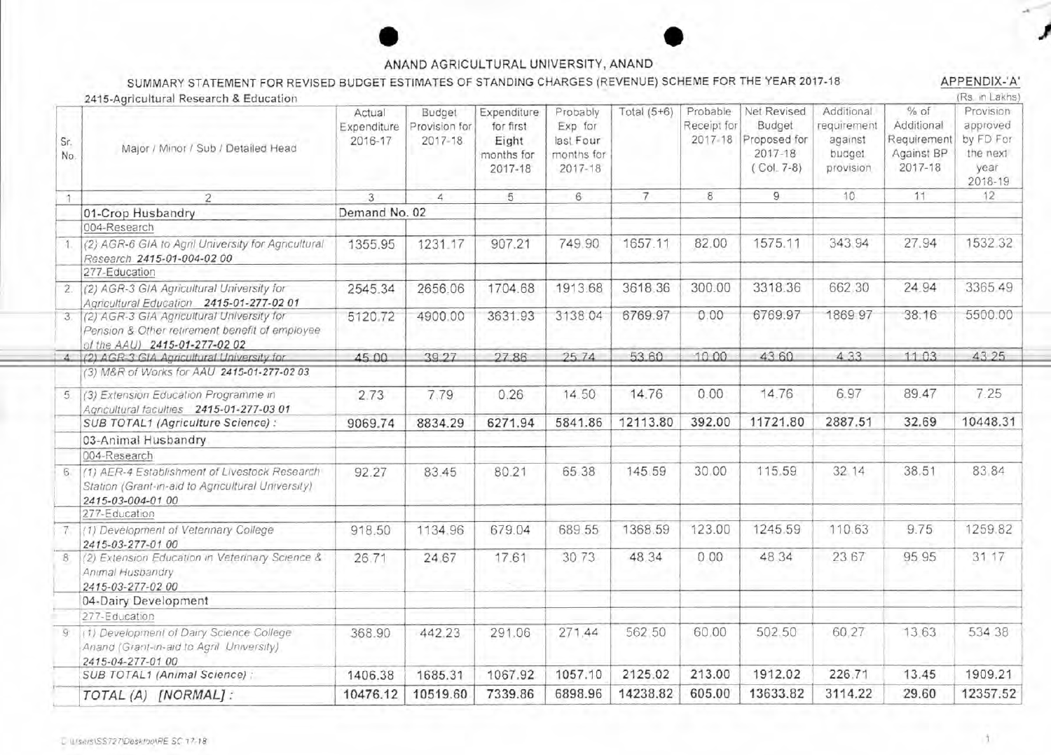# ANAND AGRICULTURAL UNIVERSITY, ANAND

## SUMMARY STATEMENT FOR REVISED BUDGET ESTIMATES OF STANDING CHARGES (REVENUE) SCHEME FOR THE YEAR 2017-18

APPENDIX-'A'

2415-Agricultural Research & Education

(Rs. in Lakhs)

| Sr. No. | Major / Minor / Sub / Detailed Head | Actual Expenditure 2016-17 | Budget Provision for 2017-18 | Expenditure for first Eight months for 2017-18 | Probably Exp for last Four months for 2017-18 | Total (5+6) | Probable Receipt for 2017-18 | Net Revised Budget Proposed for 2017-18 (Col. 7-8) | Additional requirement against budget provision | % of Additional Requirement Against BP 2017-18 | Provision approved by FD For the next year 2018-19 |
|---|---|---|---|---|---|---|---|---|---|---|---|
| 1 | 2 | 3 | 4 | 5 | 6 | 7 | 8 | 9 | 10 | 11 | 12 |
| | 01-Crop Husbandry | Demand No. 02 | | | | | | | | | |
| | 004-Research | | | | | | | | | | |
| 1 | *(2) AGR-6 GIA to Agri University for Agricultural Research* ***2415-01-004-02 00*** | 1355.95 | 1231.17 | 907.21 | 749.90 | 1657.11 | 82.00 | 1575.11 | 343.94 | 27.94 | 1532.32 |
| | 277-Education | | | | | | | | | | |
| 2 | *(2) AGR-3 GIA Agricultural University for Agricultural Education* ***2415-01-277-02 01*** | 2545.34 | 2656.06 | 1704.68 | 1913.68 | 3618.36 | 300.00 | 3318.36 | 662.30 | 24.94 | 3365.49 |
| 3 | *(2) AGR-3 GIA Agricultural University for Pension & Other retirement benefit of employee of the AAU)* ***2415-01-277-02 02*** | 5120.72 | 4900.00 | 3631.93 | 3138.04 | 6769.97 | 0.00 | 6769.97 | 1869.97 | 38.16 | 5500.00 |
| 4 | *(2) AGR-3 GIA Agricultural University for (3) M&R of Works for AAU* ***2415-01-277-02 03*** | 45.00 | 39.27 | 27.86 | 25.74 | 53.60 | 10.00 | 43.60 | 4.33 | 11.03 | 43.25 |
| 5 | *(3) Extension Education Programme in Agricultural faculties* ***2415-01-277-03 01*** | 2.73 | 7.79 | 0.26 | 14.50 | 14.76 | 0.00 | 14.76 | 6.97 | 89.47 | 7.25 |
| | *SUB TOTAL1 (Agriculture Science) :* | **9069.74** | **8834.29** | **6271.94** | **5841.86** | **12113.80** | **392.00** | **11721.80** | **2887.51** | **32.69** | **10448.31** |
| | 03-Animal Husbandry | | | | | | | | | | |
| | 004-Research | | | | | | | | | | |
| 6 | *(1) AER-4 Establishment of Livestock Research Station (Grant-in-aid to Agricultural University)* ***2415-03-004-01 00*** | 92.27 | 83.45 | 80.21 | 65.38 | 145.59 | 30.00 | 115.59 | 32.14 | 38.51 | 83.84 |
| | 277-Education | | | | | | | | | | |
| 7 | *(1) Development of Veterinary College* ***2415-03-277-01 00*** | 918.50 | 1134.96 | 679.04 | 689.55 | 1368.59 | 123.00 | 1245.59 | 110.63 | 9.75 | 1259.82 |
| 8 | *(2) Extension Education in Veterinary Science & Animal Husbandry* ***2415-03-277-02 00*** | 26.71 | 24.67 | 17.61 | 30.73 | 48.34 | 0.00 | 48.34 | 23.67 | 95.95 | 31.17 |
| | 04-Dairy Development | | | | | | | | | | |
| | 277-Education | | | | | | | | | | |
| 9 | *(1) Development of Dairy Science College Anand (Grant-in-aid to Agril. University)* ***2415-04-277-01 00*** | 368.90 | 442.23 | 291.06 | 271.44 | 562.50 | 60.00 | 502.50 | 60.27 | 13.63 | 534.38 |
| | *SUB TOTAL1 (Animal Science) :* | **1406.38** | **1685.31** | **1067.92** | **1057.10** | **2125.02** | **213.00** | **1912.02** | **226.71** | **13.45** | **1909.21** |
| | *TOTAL (A) [NORMAL] :* | **10476.12** | **10519.60** | **7339.86** | **6898.96** | **14238.82** | **605.00** | **13633.82** | **3114.22** | **29.60** | **12357.52** |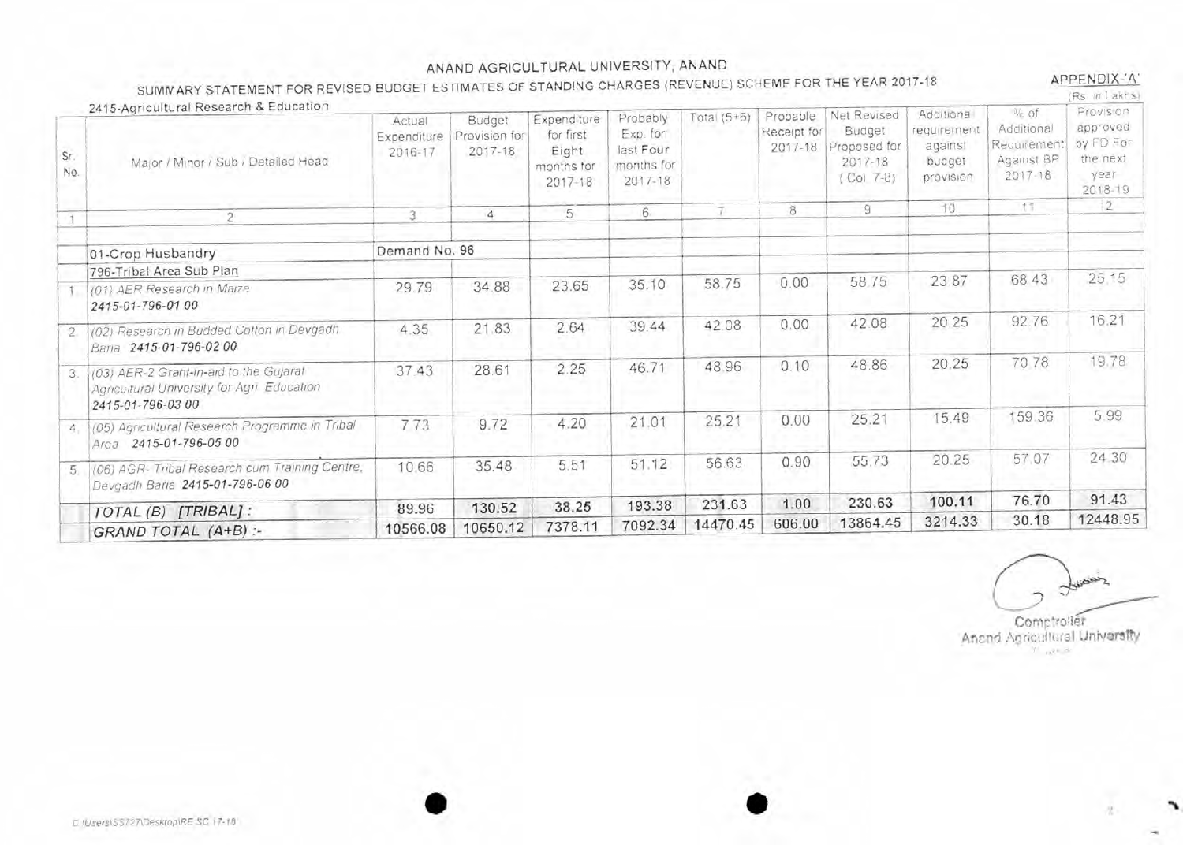# ANAND AGRICULTURAL UNIVERSITY, ANAND

## SUMMARY STATEMENT FOR REVISED BUDGET ESTIMATES OF STANDING CHARGES (REVENUE) SCHEME FOR THE YEAR 2017-18

APPENDIX-'A'

2415-Agricultural Research & Education

(Rs. in Lakhs)

| Sr. No. | Major / Minor / Sub / Detailed Head | Actual Expenditure 2016-17 | Budget Provision for 2017-18 | Expenditure for first Eight months for 2017-18 | Probably Exp. for last Four months for 2017-18 | Total (5+6) | Probable Receipt for 2017-18 | Net Revised Budget Proposed for 2017-18 (Col. 7-8) | Additional requirement against budget provision | % of Additional Requirement Against BP 2017-18 | Provision approved by FD For the next year 2018-19 |
|---|---|---|---|---|---|---|---|---|---|---|---|
| 1 | 2 | 3 | 4 | 5 | 6 | 7 | 8 | 9 | 10 | 11 | 12 |
| | | | | | | | | | | | |
| | 01-Crop Husbandry | Demand No. 96 | | | | | | | | | |
| | 796-Tribal Area Sub Plan | | | | | | | | | | |
| 1. | *(01) AER Research in Maize* *2415-01-796-01 00* | 29.79 | 34.88 | 23.65 | 35.10 | 58.75 | 0.00 | 58.75 | 23.87 | 68.43 | 25.15 |
| 2. | *(02) Research in Budded Cotton in Devgadh Baria* *2415-01-796-02 00* | 4.35 | 21.83 | 2.64 | 39.44 | 42.08 | 0.00 | 42.08 | 20.25 | 92.76 | 16.21 |
| 3. | *(03) AER-2 Grant-in-aid to the Gujarat Agricultural University for Agri. Education* *2415-01-796-03 00* | 37.43 | 28.61 | 2.25 | 46.71 | 48.96 | 0.10 | 48.86 | 20.25 | 70.78 | 19.78 |
| 4. | *(05) Agricultural Research Programme in Tribal Area* *2415-01-796-05 00* | 7.73 | 9.72 | 4.20 | 21.01 | 25.21 | 0.00 | 25.21 | 15.49 | 159.36 | 5.99 |
| 5. | *(06) AGR- Tribal Research cum Training Centre, Devgadh Baria* *2415-01-796-06 00* | 10.66 | 35.48 | 5.51 | 51.12 | 56.63 | 0.90 | 55.73 | 20.25 | 57.07 | 24.30 |
| | *TOTAL (B) [TRIBAL] :* | 89.96 | 130.52 | 38.25 | 193.38 | 231.63 | 1.00 | 230.63 | 100.11 | 76.70 | 91.43 |
| | *GRAND TOTAL (A+B) :-* | 10566.08 | 10650.12 | 7378.11 | 7092.34 | 14470.45 | 606.00 | 13864.45 | 3214.33 | 30.18 | 12448.95 |

Comptroller
Anand Agricultural University

C:\Users\SS727\Desktop\RE SC 17-18